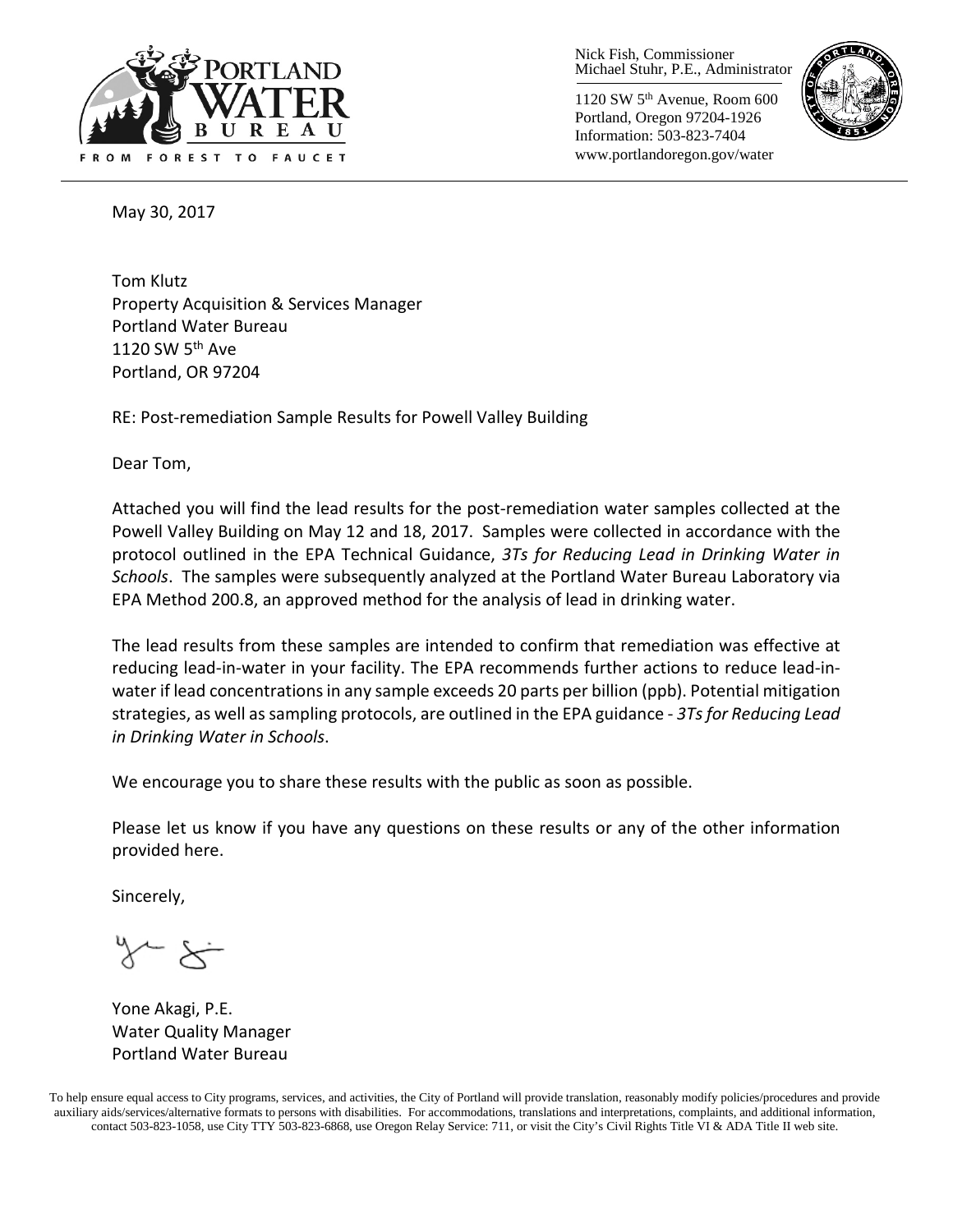PORTLAND WATER BUREAU

FROM FOREST TO FAUCET

Nick Fish, Commissioner
Michael Stuhr, P.E., Administrator

1120 SW 5th Avenue, Room 600
Portland, Oregon 97204-1926
Information: 503-823-7404
www.portlandoregon.gov/water

May 30, 2017

Tom Klutz
Property Acquisition & Services Manager
Portland Water Bureau
1120 SW 5th Ave
Portland, OR 97204

RE: Post-remediation Sample Results for Powell Valley Building

Dear Tom,

Attached you will find the lead results for the post-remediation water samples collected at the Powell Valley Building on May 12 and 18, 2017. Samples were collected in accordance with the protocol outlined in the EPA Technical Guidance, *3Ts for Reducing Lead in Drinking Water in Schools*. The samples were subsequently analyzed at the Portland Water Bureau Laboratory via EPA Method 200.8, an approved method for the analysis of lead in drinking water.

The lead results from these samples are intended to confirm that remediation was effective at reducing lead-in-water in your facility. The EPA recommends further actions to reduce lead-in-water if lead concentrations in any sample exceeds 20 parts per billion (ppb). Potential mitigation strategies, as well as sampling protocols, are outlined in the EPA guidance - *3Ts for Reducing Lead in Drinking Water in Schools*.

We encourage you to share these results with the public as soon as possible.

Please let us know if you have any questions on these results or any of the other information provided here.

Sincerely,

Yone Akagi, P.E.
Water Quality Manager
Portland Water Bureau

To help ensure equal access to City programs, services, and activities, the City of Portland will provide translation, reasonably modify policies/procedures and provide auxiliary aids/services/alternative formats to persons with disabilities. For accommodations, translations and interpretations, complaints, and additional information, contact 503-823-1058, use City TTY 503-823-6868, use Oregon Relay Service: 711, or visit the City's Civil Rights Title VI & ADA Title II web site.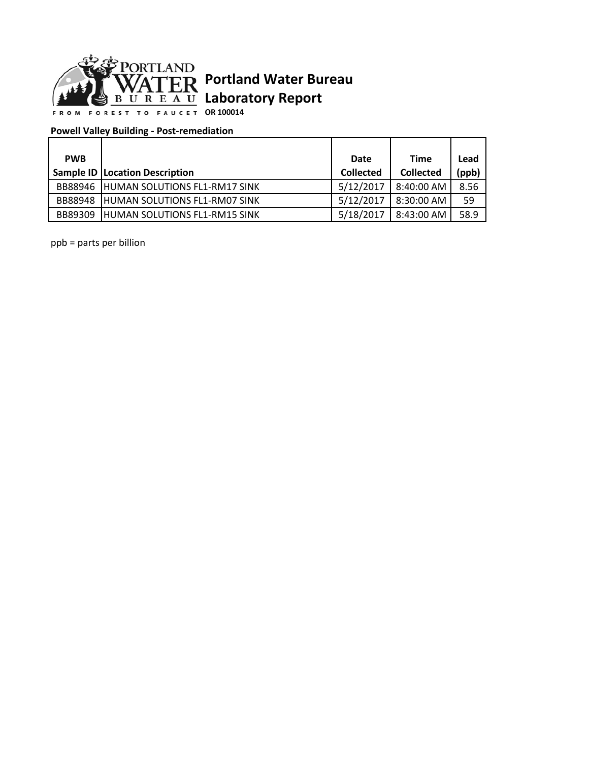# Portland Water Bureau Laboratory Report

PORTLAND WATER BUREAU

FROM FOREST TO FAUCET

**OR 100014**

**Powell Valley Building - Post-remediation**

| PWB Sample ID | Location Description | Date Collected | Time Collected | Lead (ppb) |
|---|---|---|---|---|
| BB88946 | HUMAN SOLUTIONS FL1-RM17 SINK | 5/12/2017 | 8:40:00 AM | 8.56 |
| BB88948 | HUMAN SOLUTIONS FL1-RM07 SINK | 5/12/2017 | 8:30:00 AM | 59 |
| BB89309 | HUMAN SOLUTIONS FL1-RM15 SINK | 5/18/2017 | 8:43:00 AM | 58.9 |

ppb = parts per billion